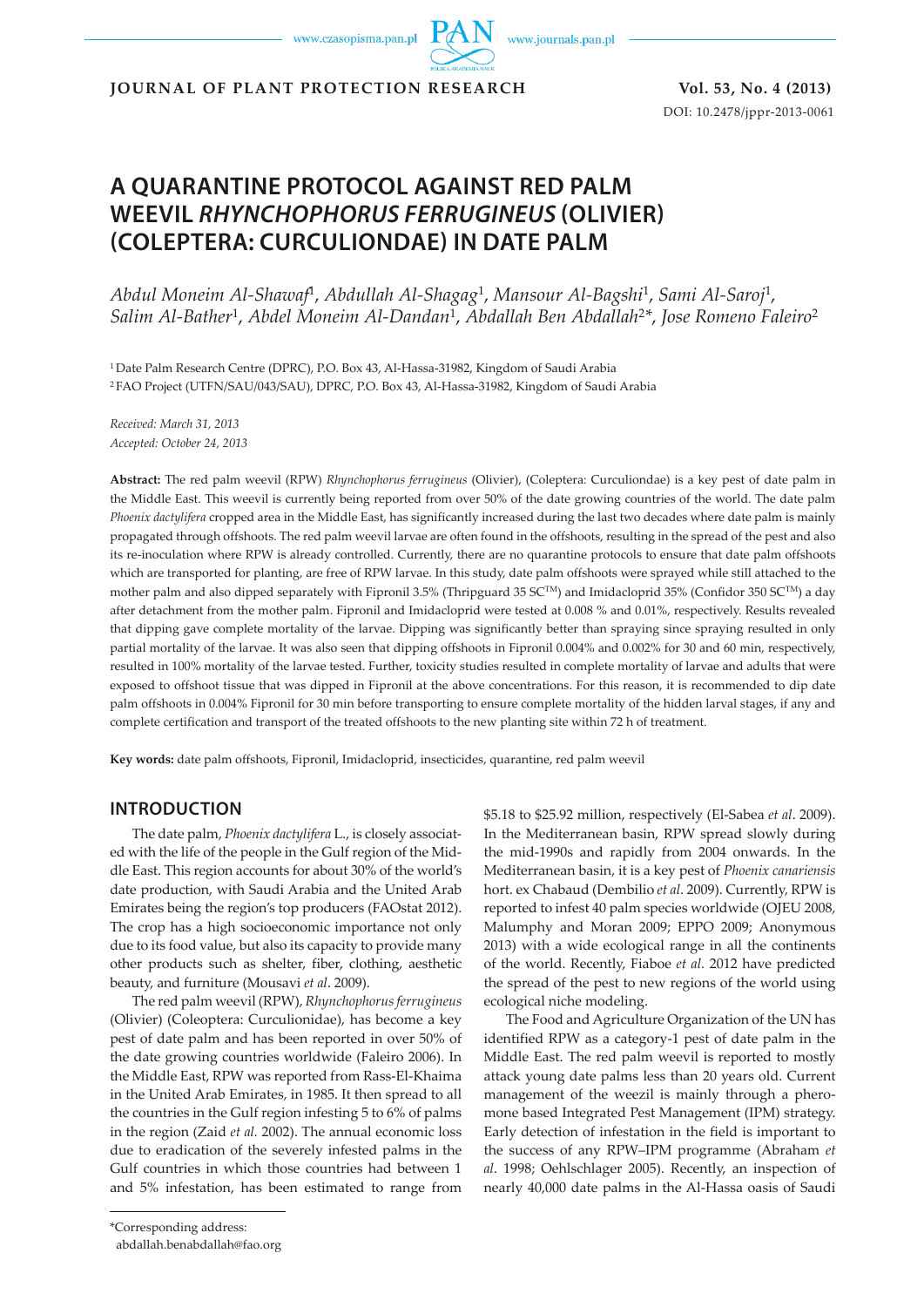# A QUARANTINE PROTOCOL AGAINST RED PALM WEEVIL *RHYNCHOPHORUS FERRUGINEUS* (OLIVIER) (COLEPTERA: CURCULIONDAE) IN DATE PALM

*Abdul Moneim Al-Shawaf*[1], *Abdullah Al-Shagag*[1], *Mansour Al-Bagshi*[1], *Sami Al-Saroj*[1], *Salim Al-Bather*[1], *Abdel Moneim Al-Dandan*[1], *Abdallah Ben Abdallah*[2*], *Jose Romeno Faleiro*[2]

[1] Date Palm Research Centre (DPRC), P.O. Box 43, Al-Hassa-31982, Kingdom of Saudi Arabia

[2] FAO Project (UTFN/SAU/043/SAU), DPRC, P.O. Box 43, Al-Hassa-31982, Kingdom of Saudi Arabia

*Received: March 31, 2013*
*Accepted: October 24, 2013*

**Abstract:** The red palm weevil (RPW) *Rhynchophorus ferrugineus* (Olivier), (Coleptera: Curculiondae) is a key pest of date palm in the Middle East. This weevil is currently being reported from over 50% of the date growing countries of the world. The date palm *Phoenix dactylifera* cropped area in the Middle East, has significantly increased during the last two decades where date palm is mainly propagated through offshoots. The red palm weevil larvae are often found in the offshoots, resulting in the spread of the pest and also its re-inoculation where RPW is already controlled. Currently, there are no quarantine protocols to ensure that date palm offshoots which are transported for planting, are free of RPW larvae. In this study, date palm offshoots were sprayed while still attached to the mother palm and also dipped separately with Fipronil 3.5% (Thripguard 35 SC™) and Imidacloprid 35% (Confidor 350 SC™) a day after detachment from the mother palm. Fipronil and Imidacloprid were tested at 0.008 % and 0.01%, respectively. Results revealed that dipping gave complete mortality of the larvae. Dipping was significantly better than spraying since spraying resulted in only partial mortality of the larvae. It was also seen that dipping offshoots in Fipronil 0.004% and 0.002% for 30 and 60 min, respectively, resulted in 100% mortality of the larvae tested. Further, toxicity studies resulted in complete mortality of larvae and adults that were exposed to offshoot tissue that was dipped in Fipronil at the above concentrations. For this reason, it is recommended to dip date palm offshoots in 0.004% Fipronil for 30 min before transporting to ensure complete mortality of the hidden larval stages, if any and complete certification and transport of the treated offshoots to the new planting site within 72 h of treatment.

**Key words:** date palm offshoots, Fipronil, Imidacloprid, insecticides, quarantine, red palm weevil

## INTRODUCTION

The date palm, *Phoenix dactylifera* L., is closely associated with the life of the people in the Gulf region of the Middle East. This region accounts for about 30% of the world's date production, with Saudi Arabia and the United Arab Emirates being the region's top producers (FAOstat 2012). The crop has a high socioeconomic importance not only due to its food value, but also its capacity to provide many other products such as shelter, fiber, clothing, aesthetic beauty, and furniture (Mousavi *et al*. 2009).

The red palm weevil (RPW), *Rhynchophorus ferrugineus* (Olivier) (Coleoptera: Curculionidae), has become a key pest of date palm and has been reported in over 50% of the date growing countries worldwide (Faleiro 2006). In the Middle East, RPW was reported from Rass-El-Khaima in the United Arab Emirates, in 1985. It then spread to all the countries in the Gulf region infesting 5 to 6% of palms in the region (Zaid *et al.* 2002). The annual economic loss due to eradication of the severely infested palms in the Gulf countries in which those countries had between 1 and 5% infestation, has been estimated to range from $5.18 to $25.92 million, respectively (El-Sabea *et al*. 2009). In the Mediterranean basin, RPW spread slowly during the mid-1990s and rapidly from 2004 onwards. In the Mediterranean basin, it is a key pest of *Phoenix canariensis* hort. ex Chabaud (Dembilio *et al*. 2009). Currently, RPW is reported to infest 40 palm species worldwide (OJEU 2008, Malumphy and Moran 2009; EPPO 2009; Anonymous 2013) with a wide ecological range in all the continents of the world. Recently, Fiaboe *et al.* 2012 have predicted the spread of the pest to new regions of the world using ecological niche modeling.

The Food and Agriculture Organization of the UN has identified RPW as a category-1 pest of date palm in the Middle East. The red palm weevil is reported to mostly attack young date palms less than 20 years old. Current management of the weezil is mainly through a pheromone based Integrated Pest Management (IPM) strategy. Early detection of infestation in the field is important to the success of any RPW–IPM programme (Abraham *et al*. 1998; Oehlschlager 2005). Recently, an inspection of nearly 40,000 date palms in the Al-Hassa oasis of Saudi

*Corresponding address:
abdallah.benabdallah@fao.org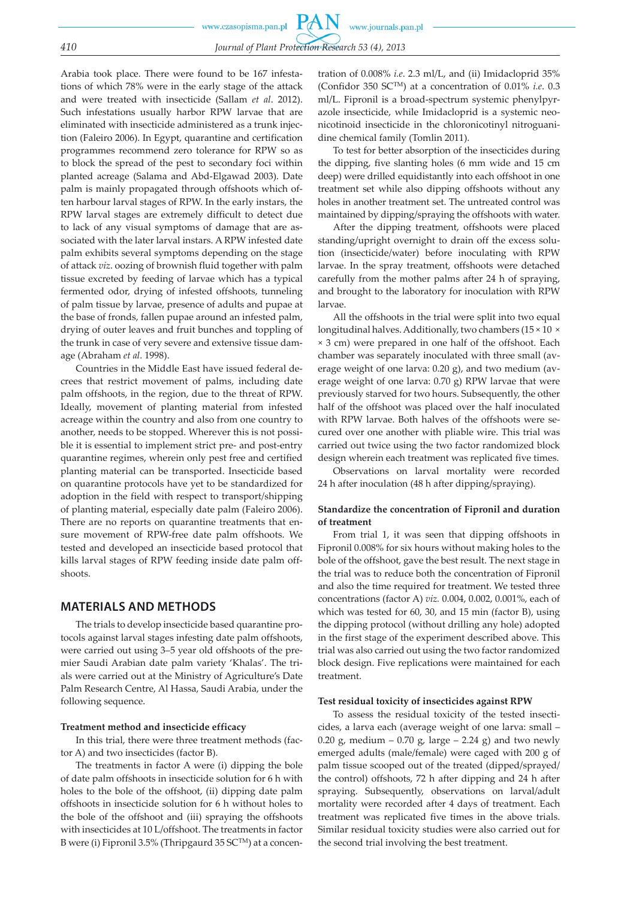Arabia took place. There were found to be 167 infestations of which 78% were in the early stage of the attack and were treated with insecticide (Sallam *et al*. 2012). Such infestations usually harbor RPW larvae that are eliminated with insecticide administered as a trunk injection (Faleiro 2006). In Egypt, quarantine and certification programmes recommend zero tolerance for RPW so as to block the spread of the pest to secondary foci within planted acreage (Salama and Abd-Elgawad 2003). Date palm is mainly propagated through offshoots which often harbour larval stages of RPW. In the early instars, the RPW larval stages are extremely difficult to detect due to lack of any visual symptoms of damage that are associated with the later larval instars. A RPW infested date palm exhibits several symptoms depending on the stage of attack *viz*. oozing of brownish fluid together with palm tissue excreted by feeding of larvae which has a typical fermented odor, drying of infested offshoots, tunneling of palm tissue by larvae, presence of adults and pupae at the base of fronds, fallen pupae around an infested palm, drying of outer leaves and fruit bunches and toppling of the trunk in case of very severe and extensive tissue damage (Abraham *et al*. 1998).

Countries in the Middle East have issued federal decrees that restrict movement of palms, including date palm offshoots, in the region, due to the threat of RPW. Ideally, movement of planting material from infested acreage within the country and also from one country to another, needs to be stopped. Wherever this is not possible it is essential to implement strict pre- and post-entry quarantine regimes, wherein only pest free and certified planting material can be transported. Insecticide based on quarantine protocols have yet to be standardized for adoption in the field with respect to transport/shipping of planting material, especially date palm (Faleiro 2006). There are no reports on quarantine treatments that ensure movement of RPW-free date palm offshoots. We tested and developed an insecticide based protocol that kills larval stages of RPW feeding inside date palm offshoots.

## MATERIALS AND METHODS

The trials to develop insecticide based quarantine protocols against larval stages infesting date palm offshoots, were carried out using 3–5 year old offshoots of the premier Saudi Arabian date palm variety 'Khalas'. The trials were carried out at the Ministry of Agriculture's Date Palm Research Centre, Al Hassa, Saudi Arabia, under the following sequence.

### Treatment method and insecticide efficacy

In this trial, there were three treatment methods (factor A) and two insecticides (factor B).

The treatments in factor A were (i) dipping the bole of date palm offshoots in insecticide solution for 6 h with holes to the bole of the offshoot, (ii) dipping date palm offshoots in insecticide solution for 6 h without holes to the bole of the offshoot and (iii) spraying the offshoots with insecticides at 10 L/offshoot. The treatments in factor B were (i) Fipronil 3.5% (Thripgaurd 35 SC™) at a concentration of 0.008% *i.e*. 2.3 ml/L, and (ii) Imidacloprid 35% (Confidor 350 SC™) at a concentration of 0.01% *i.e*. 0.3 ml/L. Fipronil is a broad-spectrum systemic phenylpyrazole insecticide, while Imidacloprid is a systemic neonicotinoid insecticide in the chloronicotinyl nitroguanidine chemical family (Tomlin 2011).

To test for better absorption of the insecticides during the dipping, five slanting holes (6 mm wide and 15 cm deep) were drilled equidistantly into each offshoot in one treatment set while also dipping offshoots without any holes in another treatment set. The untreated control was maintained by dipping/spraying the offshoots with water.

After the dipping treatment, offshoots were placed standing/upright overnight to drain off the excess solution (insecticide/water) before inoculating with RPW larvae. In the spray treatment, offshoots were detached carefully from the mother palms after 24 h of spraying, and brought to the laboratory for inoculation with RPW larvae.

All the offshoots in the trial were split into two equal longitudinal halves. Additionally, two chambers (15 × 10 × × 3 cm) were prepared in one half of the offshoot. Each chamber was separately inoculated with three small (average weight of one larva: 0.20 g), and two medium (average weight of one larva: 0.70 g) RPW larvae that were previously starved for two hours. Subsequently, the other half of the offshoot was placed over the half inoculated with RPW larvae. Both halves of the offshoots were secured over one another with pliable wire. This trial was carried out twice using the two factor randomized block design wherein each treatment was replicated five times.

Observations on larval mortality were recorded 24 h after inoculation (48 h after dipping/spraying).

### Standardize the concentration of Fipronil and duration of treatment

From trial 1, it was seen that dipping offshoots in Fipronil 0.008% for six hours without making holes to the bole of the offshoot, gave the best result. The next stage in the trial was to reduce both the concentration of Fipronil and also the time required for treatment. We tested three concentrations (factor A) *viz.* 0.004, 0.002, 0.001%, each of which was tested for 60, 30, and 15 min (factor B), using the dipping protocol (without drilling any hole) adopted in the first stage of the experiment described above. This trial was also carried out using the two factor randomized block design. Five replications were maintained for each treatment.

### Test residual toxicity of insecticides against RPW

To assess the residual toxicity of the tested insecticides, a larva each (average weight of one larva: small – 0.20 g, medium – 0.70 g, large – 2.24 g) and two newly emerged adults (male/female) were caged with 200 g of palm tissue scooped out of the treated (dipped/sprayed/the control) offshoots, 72 h after dipping and 24 h after spraying. Subsequently, observations on larval/adult mortality were recorded after 4 days of treatment. Each treatment was replicated five times in the above trials. Similar residual toxicity studies were also carried out for the second trial involving the best treatment.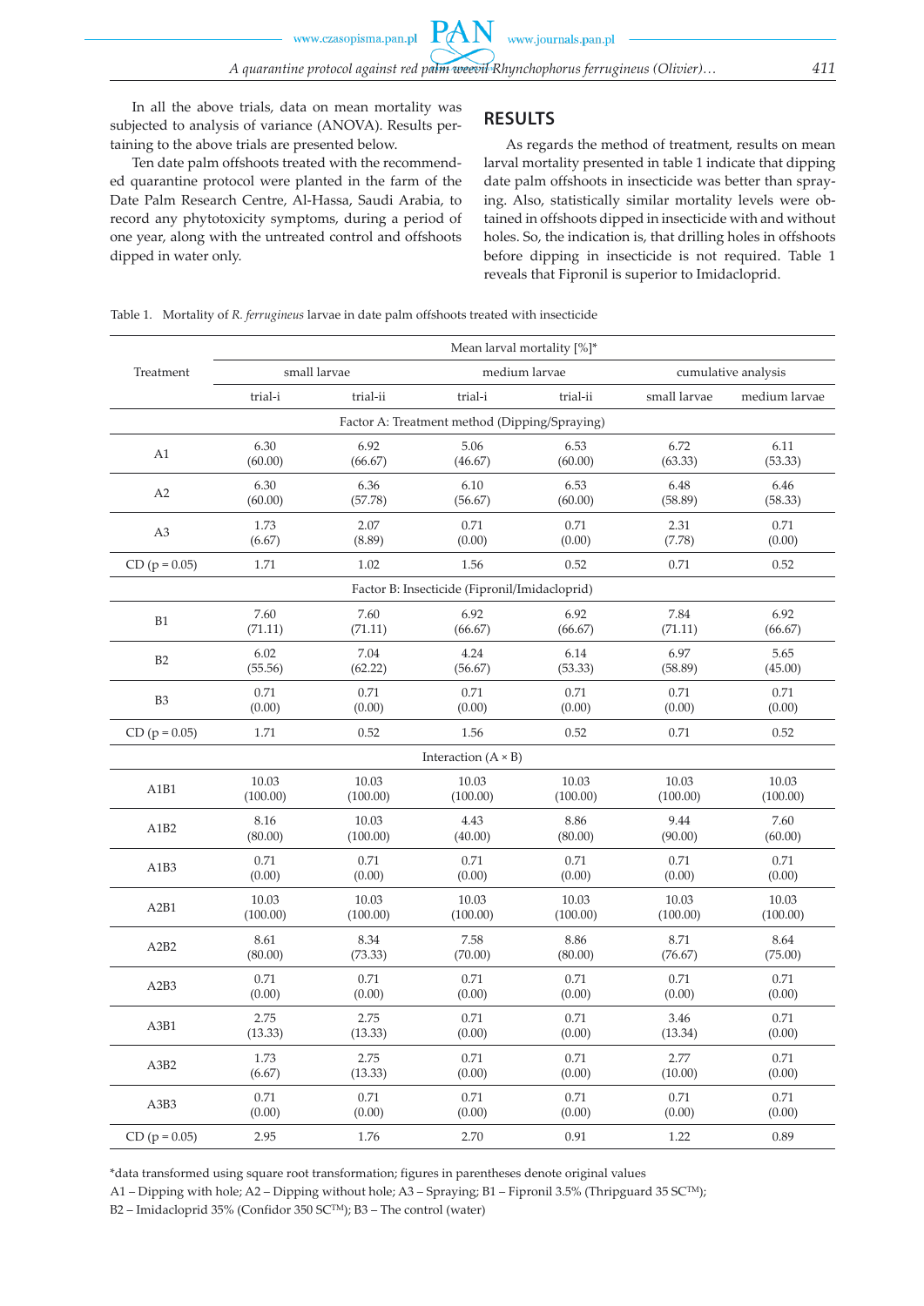In all the above trials, data on mean mortality was subjected to analysis of variance (ANOVA). Results pertaining to the above trials are presented below.

Ten date palm offshoots treated with the recommended quarantine protocol were planted in the farm of the Date Palm Research Centre, Al-Hassa, Saudi Arabia, to record any phytotoxicity symptoms, during a period of one year, along with the untreated control and offshoots dipped in water only.

## RESULTS

As regards the method of treatment, results on mean larval mortality presented in table 1 indicate that dipping date palm offshoots in insecticide was better than spraying. Also, statistically similar mortality levels were obtained in offshoots dipped in insecticide with and without holes. So, the indication is, that drilling holes in offshoots before dipping in insecticide is not required. Table 1 reveals that Fipronil is superior to Imidacloprid.

Table 1. Mortality of *R. ferrugineus* larvae in date palm offshoots treated with insecticide

| Treatment | Mean larval mortality [%]* | | | | | |
|---|---|---|---|---|---|---|
| | small larvae | | medium larvae | | cumulative analysis | |
| | trial-i | trial-ii | trial-i | trial-ii | small larvae | medium larvae |
| Factor A: Treatment method (Dipping/Spraying) | | | | | | |
| A1 | 6.30 (60.00) | 6.92 (66.67) | 5.06 (46.67) | 6.53 (60.00) | 6.72 (63.33) | 6.11 (53.33) |
| A2 | 6.30 (60.00) | 6.36 (57.78) | 6.10 (56.67) | 6.53 (60.00) | 6.48 (58.89) | 6.46 (58.33) |
| A3 | 1.73 (6.67) | 2.07 (8.89) | 0.71 (0.00) | 0.71 (0.00) | 2.31 (7.78) | 0.71 (0.00) |
| CD (p = 0.05) | 1.71 | 1.02 | 1.56 | 0.52 | 0.71 | 0.52 |
| Factor B: Insecticide (Fipronil/Imidacloprid) | | | | | | |
| B1 | 7.60 (71.11) | 7.60 (71.11) | 6.92 (66.67) | 6.92 (66.67) | 7.84 (71.11) | 6.92 (66.67) |
| B2 | 6.02 (55.56) | 7.04 (62.22) | 4.24 (56.67) | 6.14 (53.33) | 6.97 (58.89) | 5.65 (45.00) |
| B3 | 0.71 (0.00) | 0.71 (0.00) | 0.71 (0.00) | 0.71 (0.00) | 0.71 (0.00) | 0.71 (0.00) |
| CD (p = 0.05) | 1.71 | 0.52 | 1.56 | 0.52 | 0.71 | 0.52 |
| Interaction (A × B) | | | | | | |
| A1B1 | 10.03 (100.00) | 10.03 (100.00) | 10.03 (100.00) | 10.03 (100.00) | 10.03 (100.00) | 10.03 (100.00) |
| A1B2 | 8.16 (80.00) | 10.03 (100.00) | 4.43 (40.00) | 8.86 (80.00) | 9.44 (90.00) | 7.60 (60.00) |
| A1B3 | 0.71 (0.00) | 0.71 (0.00) | 0.71 (0.00) | 0.71 (0.00) | 0.71 (0.00) | 0.71 (0.00) |
| A2B1 | 10.03 (100.00) | 10.03 (100.00) | 10.03 (100.00) | 10.03 (100.00) | 10.03 (100.00) | 10.03 (100.00) |
| A2B2 | 8.61 (80.00) | 8.34 (73.33) | 7.58 (70.00) | 8.86 (80.00) | 8.71 (76.67) | 8.64 (75.00) |
| A2B3 | 0.71 (0.00) | 0.71 (0.00) | 0.71 (0.00) | 0.71 (0.00) | 0.71 (0.00) | 0.71 (0.00) |
| A3B1 | 2.75 (13.33) | 2.75 (13.33) | 0.71 (0.00) | 0.71 (0.00) | 3.46 (13.34) | 0.71 (0.00) |
| A3B2 | 1.73 (6.67) | 2.75 (13.33) | 0.71 (0.00) | 0.71 (0.00) | 2.77 (10.00) | 0.71 (0.00) |
| A3B3 | 0.71 (0.00) | 0.71 (0.00) | 0.71 (0.00) | 0.71 (0.00) | 0.71 (0.00) | 0.71 (0.00) |
| CD (p = 0.05) | 2.95 | 1.76 | 2.70 | 0.91 | 1.22 | 0.89 |

*data transformed using square root transformation; figures in parentheses denote original values

A1 – Dipping with hole; A2 – Dipping without hole; A3 – Spraying; B1 – Fipronil 3.5% (Thripguard 35 SC™);
B2 – Imidacloprid 35% (Confidor 350 SC™); B3 – The control (water)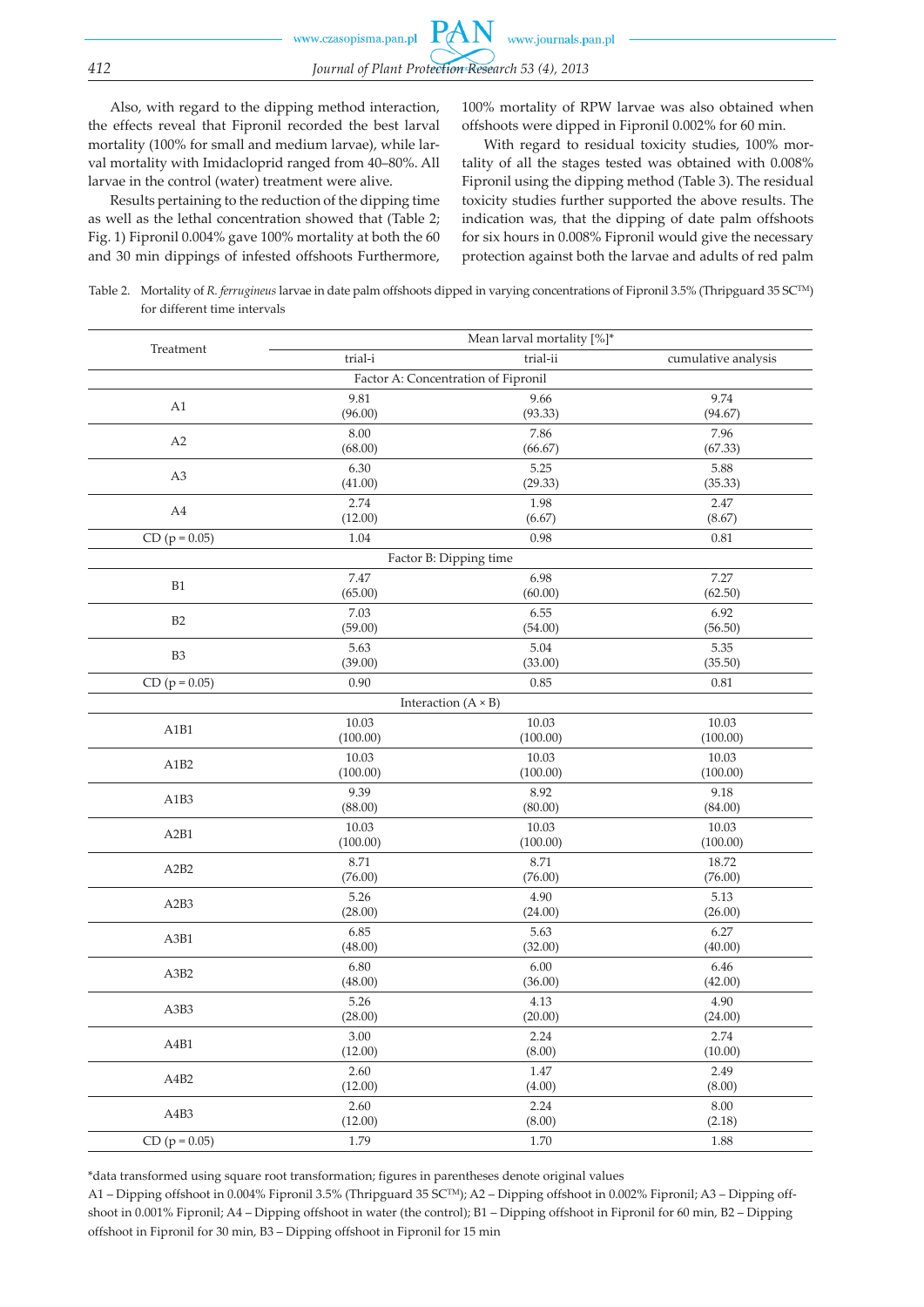Also, with regard to the dipping method interaction, the effects reveal that Fipronil recorded the best larval mortality (100% for small and medium larvae), while larval mortality with Imidacloprid ranged from 40–80%. All larvae in the control (water) treatment were alive.

Results pertaining to the reduction of the dipping time as well as the lethal concentration showed that (Table 2; Fig. 1) Fipronil 0.004% gave 100% mortality at both the 60 and 30 min dippings of infested offshoots Furthermore, 100% mortality of RPW larvae was also obtained when offshoots were dipped in Fipronil 0.002% for 60 min.

With regard to residual toxicity studies, 100% mortality of all the stages tested was obtained with 0.008% Fipronil using the dipping method (Table 3). The residual toxicity studies further supported the above results. The indication was, that the dipping of date palm offshoots for six hours in 0.008% Fipronil would give the necessary protection against both the larvae and adults of red palm

Table 2. Mortality of *R. ferrugineus* larvae in date palm offshoots dipped in varying concentrations of Fipronil 3.5% (Thripguard 35 SC™) for different time intervals

| Treatment | Mean larval mortality [%]* | | |
|---|---|---|---|
| | trial-i | trial-ii | cumulative analysis |
| **Factor A: Concentration of Fipronil** | | | |
| A1 | 9.81 (96.00) | 9.66 (93.33) | 9.74 (94.67) |
| A2 | 8.00 (68.00) | 7.86 (66.67) | 7.96 (67.33) |
| A3 | 6.30 (41.00) | 5.25 (29.33) | 5.88 (35.33) |
| A4 | 2.74 (12.00) | 1.98 (6.67) | 2.47 (8.67) |
| CD (p = 0.05) | 1.04 | 0.98 | 0.81 |
| **Factor B: Dipping time** | | | |
| B1 | 7.47 (65.00) | 6.98 (60.00) | 7.27 (62.50) |
| B2 | 7.03 (59.00) | 6.55 (54.00) | 6.92 (56.50) |
| B3 | 5.63 (39.00) | 5.04 (33.00) | 5.35 (35.50) |
| CD (p = 0.05) | 0.90 | 0.85 | 0.81 |
| **Interaction (A × B)** | | | |
| A1B1 | 10.03 (100.00) | 10.03 (100.00) | 10.03 (100.00) |
| A1B2 | 10.03 (100.00) | 10.03 (100.00) | 10.03 (100.00) |
| A1B3 | 9.39 (88.00) | 8.92 (80.00) | 9.18 (84.00) |
| A2B1 | 10.03 (100.00) | 10.03 (100.00) | 10.03 (100.00) |
| A2B2 | 8.71 (76.00) | 8.71 (76.00) | 18.72 (76.00) |
| A2B3 | 5.26 (28.00) | 4.90 (24.00) | 5.13 (26.00) |
| A3B1 | 6.85 (48.00) | 5.63 (32.00) | 6.27 (40.00) |
| A3B2 | 6.80 (48.00) | 6.00 (36.00) | 6.46 (42.00) |
| A3B3 | 5.26 (28.00) | 4.13 (20.00) | 4.90 (24.00) |
| A4B1 | 3.00 (12.00) | 2.24 (8.00) | 2.74 (10.00) |
| A4B2 | 2.60 (12.00) | 1.47 (4.00) | 2.49 (8.00) |
| A4B3 | 2.60 (12.00) | 2.24 (8.00) | 8.00 (2.18) |
| CD (p = 0.05) | 1.79 | 1.70 | 1.88 |

*data transformed using square root transformation; figures in parentheses denote original values

A1 – Dipping offshoot in 0.004% Fipronil 3.5% (Thripguard 35 SC™); A2 – Dipping offshoot in 0.002% Fipronil; A3 – Dipping offshoot in 0.001% Fipronil; A4 – Dipping offshoot in water (the control); B1 – Dipping offshoot in Fipronil for 60 min, B2 – Dipping offshoot in Fipronil for 30 min, B3 – Dipping offshoot in Fipronil for 15 min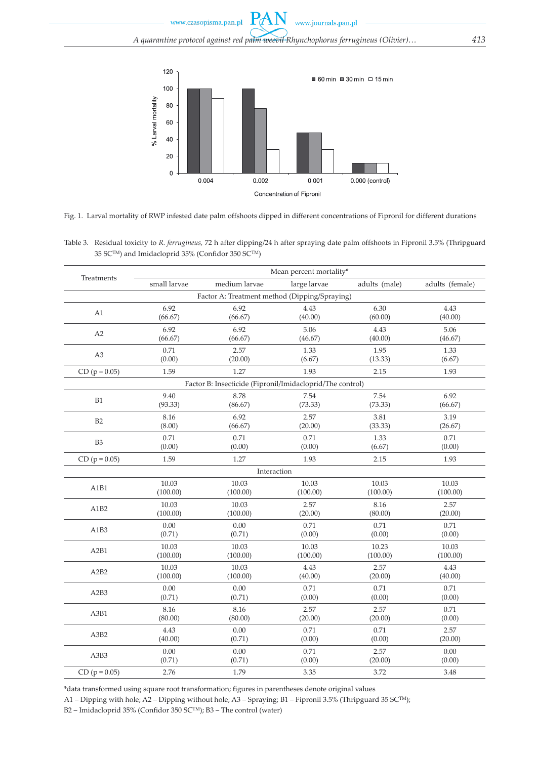Fig. 1. Larval mortality of RWP infested date palm offshoots dipped in different concentrations of Fipronil for different durations

Table 3. Residual toxicity to *R. ferrugineus,* 72 h after dipping/24 h after spraying date palm offshoots in Fipronil 3.5% (Thripguard 35 SC™) and Imidacloprid 35% (Confidor 350 SC™)

| Treatments | Mean percent mortality* | | | | |
|---|---|---|---|---|---|
| | small larvae | medium larvae | large larvae | adults (male) | adults (female) |
| Factor A: Treatment method (Dipping/Spraying) | | | | | |
| A1 | 6.92 (66.67) | 6.92 (66.67) | 4.43 (40.00) | 6.30 (60.00) | 4.43 (40.00) |
| A2 | 6.92 (66.67) | 6.92 (66.67) | 5.06 (46.67) | 4.43 (40.00) | 5.06 (46.67) |
| A3 | 0.71 (0.00) | 2.57 (20.00) | 1.33 (6.67) | 1.95 (13.33) | 1.33 (6.67) |
| CD (p = 0.05) | 1.59 | 1.27 | 1.93 | 2.15 | 1.93 |
| Factor B: Insecticide (Fipronil/Imidacloprid/The control) | | | | | |
| B1 | 9.40 (93.33) | 8.78 (86.67) | 7.54 (73.33) | 7.54 (73.33) | 6.92 (66.67) |
| B2 | 8.16 (8.00) | 6.92 (66.67) | 2.57 (20.00) | 3.81 (33.33) | 3.19 (26.67) |
| B3 | 0.71 (0.00) | 0.71 (0.00) | 0.71 (0.00) | 1.33 (6.67) | 0.71 (0.00) |
| CD (p = 0.05) | 1.59 | 1.27 | 1.93 | 2.15 | 1.93 |
| Interaction | | | | | |
| A1B1 | 10.03 (100.00) | 10.03 (100.00) | 10.03 (100.00) | 10.03 (100.00) | 10.03 (100.00) |
| A1B2 | 10.03 (100.00) | 10.03 (100.00) | 2.57 (20.00) | 8.16 (80.00) | 2.57 (20.00) |
| A1B3 | 0.00 (0.71) | 0.00 (0.71) | 0.71 (0.00) | 0.71 (0.00) | 0.71 (0.00) |
| A2B1 | 10.03 (100.00) | 10.03 (100.00) | 10.03 (100.00) | 10.23 (100.00) | 10.03 (100.00) |
| A2B2 | 10.03 (100.00) | 10.03 (100.00) | 4.43 (40.00) | 2.57 (20.00) | 4.43 (40.00) |
| A2B3 | 0.00 (0.71) | 0.00 (0.71) | 0.71 (0.00) | 0.71 (0.00) | 0.71 (0.00) |
| A3B1 | 8.16 (80.00) | 8.16 (80.00) | 2.57 (20.00) | 2.57 (20.00) | 0.71 (0.00) |
| A3B2 | 4.43 (40.00) | 0.00 (0.71) | 0.71 (0.00) | 0.71 (0.00) | 2.57 (20.00) |
| A3B3 | 0.00 (0.71) | 0.00 (0.71) | 0.71 (0.00) | 2.57 (20.00) | 0.00 (0.00) |
| CD (p = 0.05) | 2.76 | 1.79 | 3.35 | 3.72 | 3.48 |

*data transformed using square root transformation; figures in parentheses denote original values

A1 – Dipping with hole; A2 – Dipping without hole; A3 – Spraying; B1 – Fipronil 3.5% (Thripguard 35 SC™);
B2 – Imidacloprid 35% (Confidor 350 SC™); B3 – The control (water)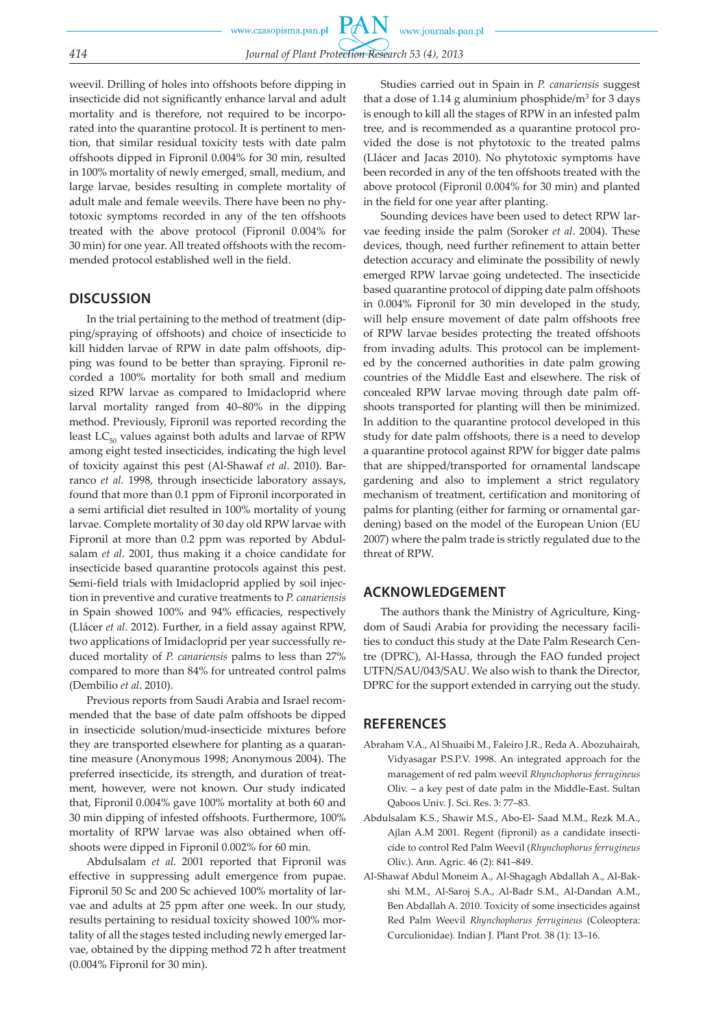weevil. Drilling of holes into offshoots before dipping in insecticide did not significantly enhance larval and adult mortality and is therefore, not required to be incorporated into the quarantine protocol. It is pertinent to mention, that similar residual toxicity tests with date palm offshoots dipped in Fipronil 0.004% for 30 min, resulted in 100% mortality of newly emerged, small, medium, and large larvae, besides resulting in complete mortality of adult male and female weevils. There have been no phytotoxic symptoms recorded in any of the ten offshoots treated with the above protocol (Fipronil 0.004% for 30 min) for one year. All treated offshoots with the recommended protocol established well in the field.

## DISCUSSION

In the trial pertaining to the method of treatment (dipping/spraying of offshoots) and choice of insecticide to kill hidden larvae of RPW in date palm offshoots, dipping was found to be better than spraying. Fipronil recorded a 100% mortality for both small and medium sized RPW larvae as compared to Imidacloprid where larval mortality ranged from 40–80% in the dipping method. Previously, Fipronil was reported recording the least $LC_{50}$ values against both adults and larvae of RPW among eight tested insecticides, indicating the high level of toxicity against this pest (Al-Shawaf *et al*. 2010). Barranco *et al.* 1998, through insecticide laboratory assays, found that more than 0.1 ppm of Fipronil incorporated in a semi artificial diet resulted in 100% mortality of young larvae. Complete mortality of 30 day old RPW larvae with Fipronil at more than 0.2 ppm was reported by Abdulsalam *et al*. 2001, thus making it a choice candidate for insecticide based quarantine protocols against this pest. Semi-field trials with Imidacloprid applied by soil injection in preventive and curative treatments to *P. canariensis* in Spain showed 100% and 94% efficacies, respectively (Llácer *et al*. 2012). Further, in a field assay against RPW, two applications of Imidacloprid per year successfully reduced mortality of *P. canariensis* palms to less than 27% compared to more than 84% for untreated control palms (Dembilio *et al*. 2010).

Previous reports from Saudi Arabia and Israel recommended that the base of date palm offshoots be dipped in insecticide solution/mud-insecticide mixtures before they are transported elsewhere for planting as a quarantine measure (Anonymous 1998; Anonymous 2004). The preferred insecticide, its strength, and duration of treatment, however, were not known. Our study indicated that, Fipronil 0.004% gave 100% mortality at both 60 and 30 min dipping of infested offshoots. Furthermore, 100% mortality of RPW larvae was also obtained when offshoots were dipped in Fipronil 0.002% for 60 min.

Abdulsalam *et al*. 2001 reported that Fipronil was effective in suppressing adult emergence from pupae. Fipronil 50 Sc and 200 Sc achieved 100% mortality of larvae and adults at 25 ppm after one week. In our study, results pertaining to residual toxicity showed 100% mortality of all the stages tested including newly emerged larvae, obtained by the dipping method 72 h after treatment (0.004% Fipronil for 30 min).

Studies carried out in Spain in *P. canariensis* suggest that a dose of 1.14 g aluminium phosphide/$m^3$ for 3 days is enough to kill all the stages of RPW in an infested palm tree, and is recommended as a quarantine protocol provided the dose is not phytotoxic to the treated palms (Llácer and Jacas 2010). No phytotoxic symptoms have been recorded in any of the ten offshoots treated with the above protocol (Fipronil 0.004% for 30 min) and planted in the field for one year after planting.

Sounding devices have been used to detect RPW larvae feeding inside the palm (Soroker *et al*. 2004). These devices, though, need further refinement to attain better detection accuracy and eliminate the possibility of newly emerged RPW larvae going undetected. The insecticide based quarantine protocol of dipping date palm offshoots in 0.004% Fipronil for 30 min developed in the study, will help ensure movement of date palm offshoots free of RPW larvae besides protecting the treated offshoots from invading adults. This protocol can be implemented by the concerned authorities in date palm growing countries of the Middle East and elsewhere. The risk of concealed RPW larvae moving through date palm offshoots transported for planting will then be minimized. In addition to the quarantine protocol developed in this study for date palm offshoots, there is a need to develop a quarantine protocol against RPW for bigger date palms that are shipped/transported for ornamental landscape gardening and also to implement a strict regulatory mechanism of treatment, certification and monitoring of palms for planting (either for farming or ornamental gardening) based on the model of the European Union (EU 2007) where the palm trade is strictly regulated due to the threat of RPW.

## ACKNOWLEDGEMENT

The authors thank the Ministry of Agriculture, Kingdom of Saudi Arabia for providing the necessary facilities to conduct this study at the Date Palm Research Centre (DPRC), Al-Hassa, through the FAO funded project UTFN/SAU/043/SAU. We also wish to thank the Director, DPRC for the support extended in carrying out the study.

## REFERENCES

Abraham V.A., Al Shuaibi M., Faleiro J.R., Reda A. Abozuhairah, Vidyasagar P.S.P.V. 1998. An integrated approach for the management of red palm weevil *Rhynchophorus ferrugineus* Oliv. – a key pest of date palm in the Middle-East. Sultan Qaboos Univ. J. Sci. Res. 3: 77–83.

Abdulsalam K.S., Shawir M.S., Abo-El- Saad M.M., Rezk M.A., Ajlan A.M 2001. Regent (fipronil) as a candidate insecticide to control Red Palm Weevil (*Rhynchophorus ferrugineus* Oliv.). Ann. Agric. 46 (2): 841–849.

Al-Shawaf Abdul Moneim A., Al-Shagagh Abdallah A., Al-Bakshi M.M., Al-Saroj S.A., Al-Badr S.M., Al-Dandan A.M., Ben Abdallah A. 2010. Toxicity of some insecticides against Red Palm Weevil *Rhynchophorus ferrugineus* (Coleoptera: Curculionidae). Indian J. Plant Prot. 38 (1): 13–16.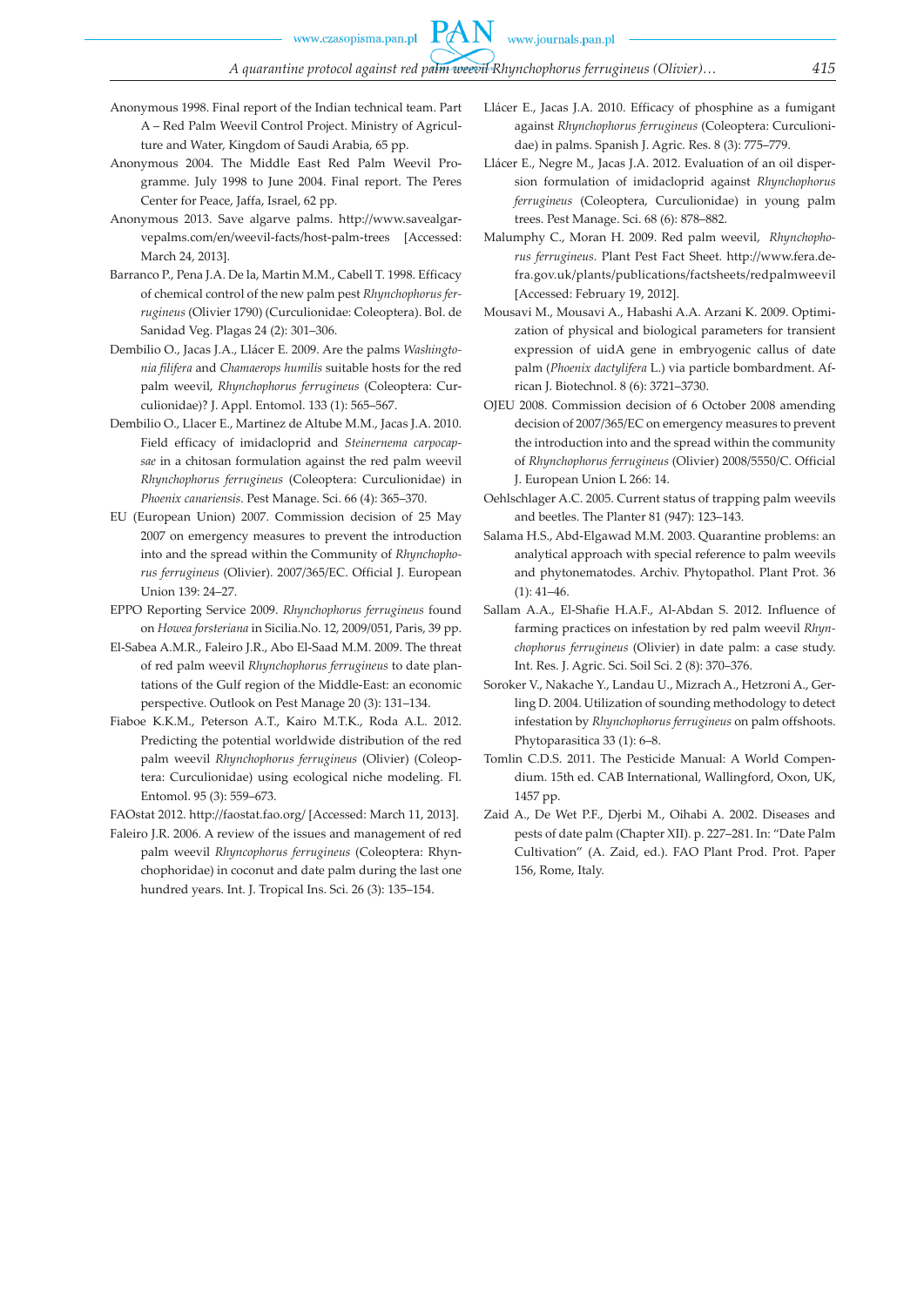Anonymous 1998. Final report of the Indian technical team. Part A – Red Palm Weevil Control Project. Ministry of Agriculture and Water, Kingdom of Saudi Arabia, 65 pp.

Anonymous 2004. The Middle East Red Palm Weevil Programme. July 1998 to June 2004. Final report. The Peres Center for Peace, Jaffa, Israel, 62 pp.

Anonymous 2013. Save algarve palms. http://www.savealgarvepalms.com/en/weevil-facts/host-palm-trees [Accessed: March 24, 2013].

Barranco P., Pena J.A. De la, Martin M.M., Cabell T. 1998. Efficacy of chemical control of the new palm pest *Rhynchophorus ferrugineus* (Olivier 1790) (Curculionidae: Coleoptera). Bol. de Sanidad Veg. Plagas 24 (2): 301–306.

Dembilio O., Jacas J.A., Llácer E. 2009. Are the palms *Washingtonia filifera* and *Chamaerops humilis* suitable hosts for the red palm weevil, *Rhynchophorus ferrugineus* (Coleoptera: Curculionidae)? J. Appl. Entomol. 133 (1): 565–567.

Dembilio O., Llacer E., Martinez de Altube M.M., Jacas J.A. 2010. Field efficacy of imidacloprid and *Steinernema carpocapsae* in a chitosan formulation against the red palm weevil *Rhynchophorus ferrugineus* (Coleoptera: Curculionidae) in *Phoenix canariensis*. Pest Manage. Sci. 66 (4): 365–370.

EU (European Union) 2007. Commission decision of 25 May 2007 on emergency measures to prevent the introduction into and the spread within the Community of *Rhynchophorus ferrugineus* (Olivier). 2007/365/EC. Official J. European Union 139: 24–27.

EPPO Reporting Service 2009. *Rhynchophorus ferrugineus* found on *Howea forsteriana* in Sicilia.No. 12, 2009/051, Paris, 39 pp.

El-Sabea A.M.R., Faleiro J.R., Abo El-Saad M.M. 2009. The threat of red palm weevil *Rhynchophorus ferrugineus* to date plantations of the Gulf region of the Middle-East: an economic perspective. Outlook on Pest Manage 20 (3): 131–134.

Fiaboe K.K.M., Peterson A.T., Kairo M.T.K., Roda A.L. 2012. Predicting the potential worldwide distribution of the red palm weevil *Rhynchophorus ferrugineus* (Olivier) (Coleoptera: Curculionidae) using ecological niche modeling. Fl. Entomol. 95 (3): 559–673.

FAOstat 2012. http://faostat.fao.org/ [Accessed: March 11, 2013].

Faleiro J.R. 2006. A review of the issues and management of red palm weevil *Rhyncophorus ferrugineus* (Coleoptera: Rhynchophoridae) in coconut and date palm during the last one hundred years. Int. J. Tropical Ins. Sci. 26 (3): 135–154.

Llácer E., Jacas J.A. 2010. Efficacy of phosphine as a fumigant against *Rhynchophorus ferrugineus* (Coleoptera: Curculionidae) in palms. Spanish J. Agric. Res. 8 (3): 775–779.

Llácer E., Negre M., Jacas J.A. 2012. Evaluation of an oil dispersion formulation of imidacloprid against *Rhynchophorus ferrugineus* (Coleoptera, Curculionidae) in young palm trees. Pest Manage. Sci. 68 (6): 878–882.

Malumphy C., Moran H. 2009. Red palm weevil, *Rhynchophorus ferrugineus*. Plant Pest Fact Sheet. http://www.fera.defra.gov.uk/plants/publications/factsheets/redpalmweevil [Accessed: February 19, 2012].

Mousavi M., Mousavi A., Habashi A.A. Arzani K. 2009. Optimization of physical and biological parameters for transient expression of uidA gene in embryogenic callus of date palm (*Phoenix dactylifera* L.) via particle bombardment. African J. Biotechnol. 8 (6): 3721–3730.

OJEU 2008. Commission decision of 6 October 2008 amending decision of 2007/365/EC on emergency measures to prevent the introduction into and the spread within the community of *Rhynchophorus ferrugineus* (Olivier) 2008/5550/C. Official J. European Union L 266: 14.

Oehlschlager A.C. 2005. Current status of trapping palm weevils and beetles. The Planter 81 (947): 123–143.

Salama H.S., Abd-Elgawad M.M. 2003. Quarantine problems: an analytical approach with special reference to palm weevils and phytonematodes. Archiv. Phytopathol. Plant Prot. 36 (1): 41–46.

Sallam A.A., El-Shafie H.A.F., Al-Abdan S. 2012. Influence of farming practices on infestation by red palm weevil *Rhynchophorus ferrugineus* (Olivier) in date palm: a case study. Int. Res. J. Agric. Sci. Soil Sci. 2 (8): 370–376.

Soroker V., Nakache Y., Landau U., Mizrach A., Hetzroni A., Gerling D. 2004. Utilization of sounding methodology to detect infestation by *Rhynchophorus ferrugineus* on palm offshoots. Phytoparasitica 33 (1): 6–8.

Tomlin C.D.S. 2011. The Pesticide Manual: A World Compendium. 15th ed. CAB International, Wallingford, Oxon, UK, 1457 pp.

Zaid A., De Wet P.F., Djerbi M., Oihabi A. 2002. Diseases and pests of date palm (Chapter XII). p. 227–281. In: "Date Palm Cultivation" (A. Zaid, ed.). FAO Plant Prod. Prot. Paper 156, Rome, Italy.